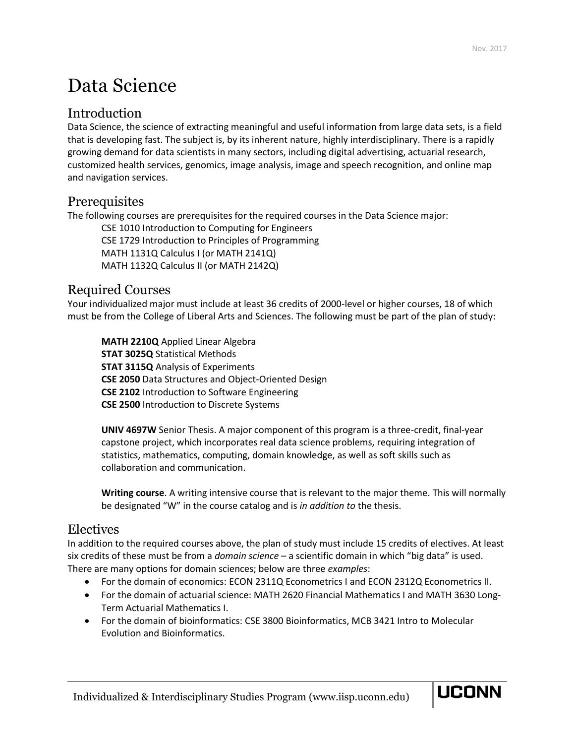Nov. 2017

# Data Science

## Introduction

Data Science, the science of extracting meaningful and useful information from large data sets, is a field that is developing fast. The subject is, by its inherent nature, highly interdisciplinary. There is a rapidly growing demand for data scientists in many sectors, including digital advertising, actuarial research, customized health services, genomics, image analysis, image and speech recognition, and online map and navigation services.

## Prerequisites

The following courses are prerequisites for the required courses in the Data Science major:

CSE 1010 Introduction to Computing for Engineers
CSE 1729 Introduction to Principles of Programming
MATH 1131Q Calculus I (or MATH 2141Q)
MATH 1132Q Calculus II (or MATH 2142Q)

## Required Courses

Your individualized major must include at least 36 credits of 2000-level or higher courses, 18 of which must be from the College of Liberal Arts and Sciences. The following must be part of the plan of study:

**MATH 2210Q** Applied Linear Algebra
**STAT 3025Q** Statistical Methods
**STAT 3115Q** Analysis of Experiments
**CSE 2050** Data Structures and Object-Oriented Design
**CSE 2102** Introduction to Software Engineering
**CSE 2500** Introduction to Discrete Systems

**UNIV 4697W** Senior Thesis. A major component of this program is a three-credit, final-year capstone project, which incorporates real data science problems, requiring integration of statistics, mathematics, computing, domain knowledge, as well as soft skills such as collaboration and communication.

**Writing course**. A writing intensive course that is relevant to the major theme. This will normally be designated "W" in the course catalog and is *in addition to* the thesis.

## Electives

In addition to the required courses above, the plan of study must include 15 credits of electives. At least six credits of these must be from a *domain science* – a scientific domain in which "big data" is used. There are many options for domain sciences; below are three *examples*:

- For the domain of economics: ECON 2311Q Econometrics I and ECON 2312Q Econometrics II.
- For the domain of actuarial science: MATH 2620 Financial Mathematics I and MATH 3630 Long-Term Actuarial Mathematics I.
- For the domain of bioinformatics: CSE 3800 Bioinformatics, MCB 3421 Intro to Molecular Evolution and Bioinformatics.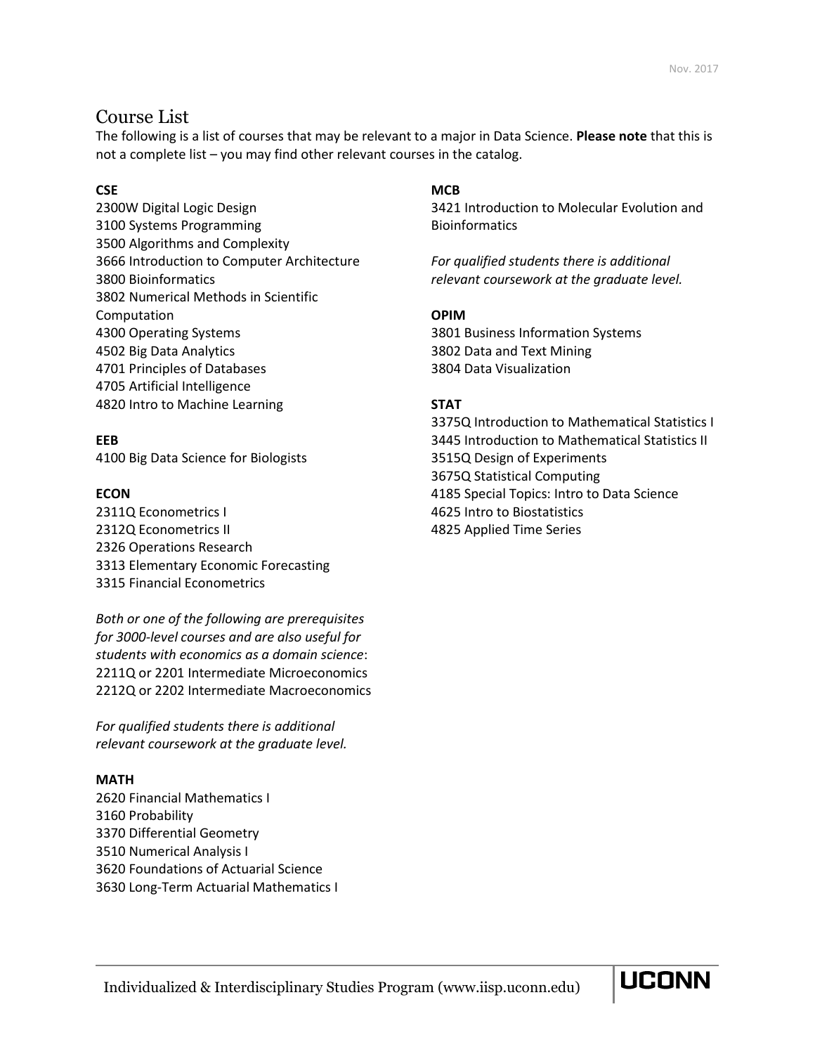# Course List

The following is a list of courses that may be relevant to a major in Data Science. **Please note** that this is not a complete list – you may find other relevant courses in the catalog.

**CSE**

2300W Digital Logic Design
3100 Systems Programming
3500 Algorithms and Complexity
3666 Introduction to Computer Architecture
3800 Bioinformatics
3802 Numerical Methods in Scientific Computation
4300 Operating Systems
4502 Big Data Analytics
4701 Principles of Databases
4705 Artificial Intelligence
4820 Intro to Machine Learning

**EEB**

4100 Big Data Science for Biologists

**ECON**

2311Q Econometrics I
2312Q Econometrics II
2326 Operations Research
3313 Elementary Economic Forecasting
3315 Financial Econometrics

*Both or one of the following are prerequisites for 3000-level courses and are also useful for students with economics as a domain science*:
2211Q or 2201 Intermediate Microeconomics
2212Q or 2202 Intermediate Macroeconomics

*For qualified students there is additional relevant coursework at the graduate level.*

**MATH**

2620 Financial Mathematics I
3160 Probability
3370 Differential Geometry
3510 Numerical Analysis I
3620 Foundations of Actuarial Science
3630 Long-Term Actuarial Mathematics I

**MCB**

3421 Introduction to Molecular Evolution and Bioinformatics

*For qualified students there is additional relevant coursework at the graduate level.*

**OPIM**

3801 Business Information Systems
3802 Data and Text Mining
3804 Data Visualization

**STAT**

3375Q Introduction to Mathematical Statistics I
3445 Introduction to Mathematical Statistics II
3515Q Design of Experiments
3675Q Statistical Computing
4185 Special Topics: Intro to Data Science
4625 Intro to Biostatistics
4825 Applied Time Series